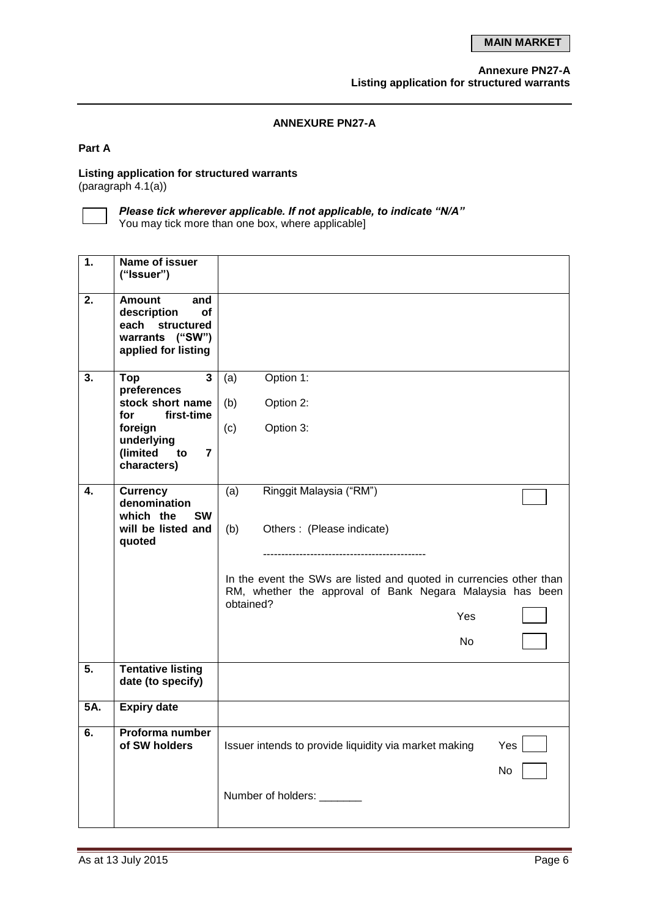MAIN MARKET

**Annexure PN27-A**
**Listing application for structured warrants**

## ANNEXURE PN27-A

**Part A**

**Listing application for structured warrants**
(paragraph 4.1(a))

☐ ***Please tick wherever applicable. If not applicable, to indicate "N/A"***
You may tick more than one box, where applicable]

| | | |
|---|---|---|
| **1.** | **Name of issuer ("Issuer")** | |
| **2.** | **Amount and description of each structured warrants ("SW") applied for listing** | |
| **3.** | **Top 3 preferences stock short name for first-time foreign underlying (limited to 7 characters)** | (a) Option 1:<br>(b) Option 2:<br>(c) Option 3: |
| **4.** | **Currency denomination which the SW will be listed and quoted** | (a) Ringgit Malaysia ("RM") ☐<br>(b) Others : (Please indicate)<br>---------------------------------------------<br>In the event the SWs are listed and quoted in currencies other than RM, whether the approval of Bank Negara Malaysia has been obtained?<br>Yes ☐<br>No ☐ |
| **5.** | **Tentative listing date (to specify)** | |
| **5A.** | **Expiry date** | |
| **6.** | **Proforma number of SW holders** | Issuer intends to provide liquidity via market making Yes ☐<br>No ☐<br>Number of holders: _______ |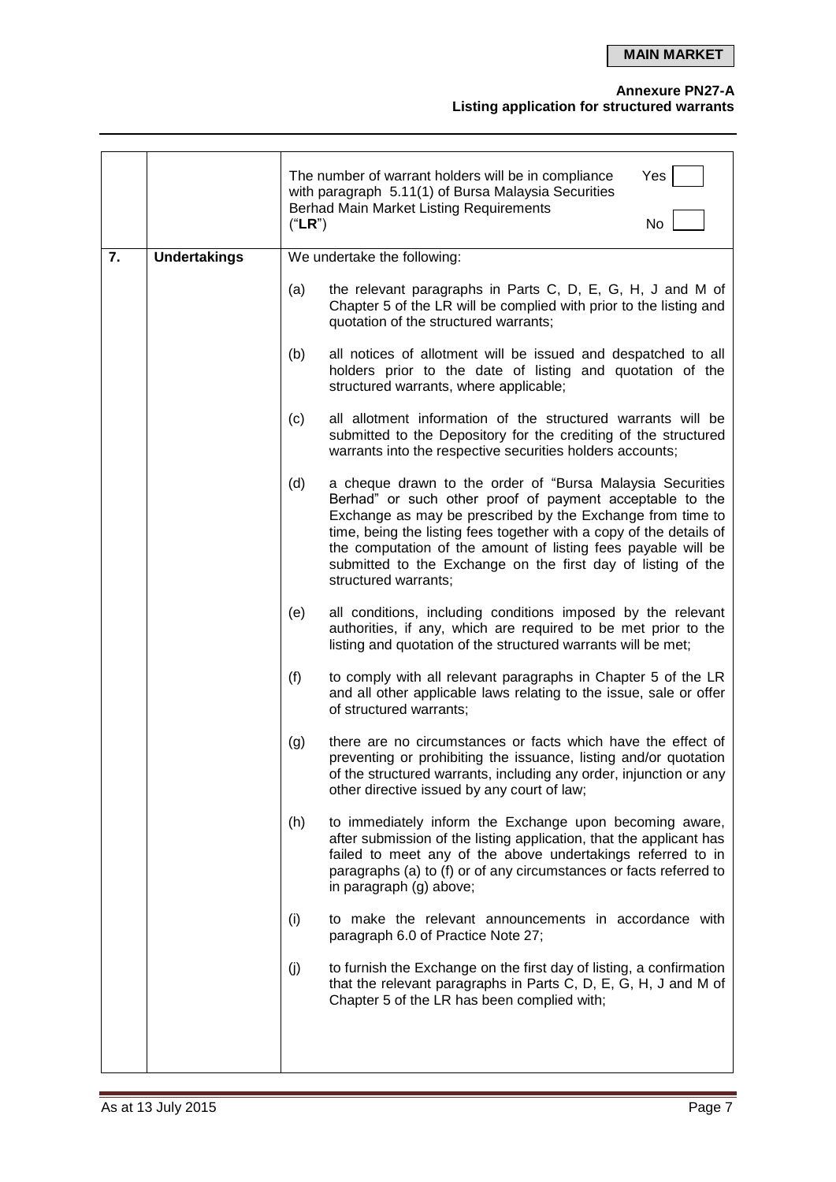| | | |
|---|---|---|
| | | The number of warrant holders will be in compliance with paragraph 5.11(1) of Bursa Malaysia Securities Berhad Main Market Listing Requirements ("**LR**") Yes ☐ No ☐ |
| **7.** | **Undertakings** | We undertake the following:<br><br>(a) the relevant paragraphs in Parts C, D, E, G, H, J and M of Chapter 5 of the LR will be complied with prior to the listing and quotation of the structured warrants;<br><br>(b) all notices of allotment will be issued and despatched to all holders prior to the date of listing and quotation of the structured warrants, where applicable;<br><br>(c) all allotment information of the structured warrants will be submitted to the Depository for the crediting of the structured warrants into the respective securities holders accounts;<br><br>(d) a cheque drawn to the order of "Bursa Malaysia Securities Berhad" or such other proof of payment acceptable to the Exchange as may be prescribed by the Exchange from time to time, being the listing fees together with a copy of the details of the computation of the amount of listing fees payable will be submitted to the Exchange on the first day of listing of the structured warrants;<br><br>(e) all conditions, including conditions imposed by the relevant authorities, if any, which are required to be met prior to the listing and quotation of the structured warrants will be met;<br><br>(f) to comply with all relevant paragraphs in Chapter 5 of the LR and all other applicable laws relating to the issue, sale or offer of structured warrants;<br><br>(g) there are no circumstances or facts which have the effect of preventing or prohibiting the issuance, listing and/or quotation of the structured warrants, including any order, injunction or any other directive issued by any court of law;<br><br>(h) to immediately inform the Exchange upon becoming aware, after submission of the listing application, that the applicant has failed to meet any of the above undertakings referred to in paragraphs (a) to (f) or of any circumstances or facts referred to in paragraph (g) above;<br><br>(i) to make the relevant announcements in accordance with paragraph 6.0 of Practice Note 27;<br><br>(j) to furnish the Exchange on the first day of listing, a confirmation that the relevant paragraphs in Parts C, D, E, G, H, J and M of Chapter 5 of the LR has been complied with; |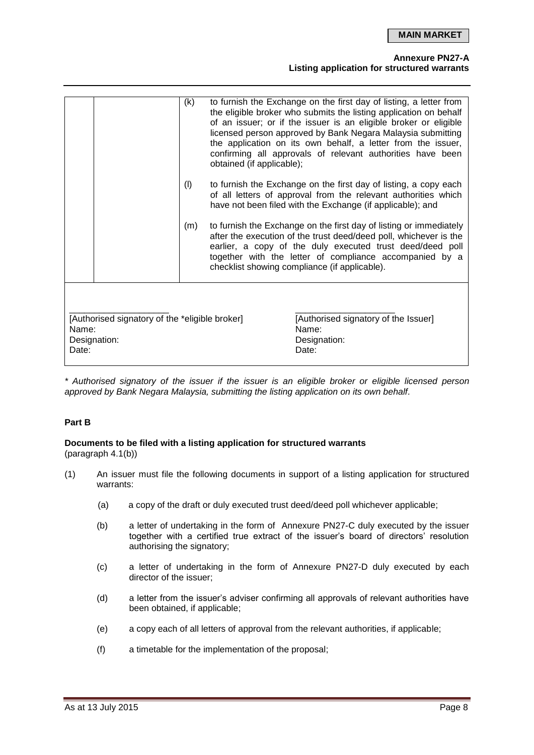| | | | |
|---|---|---|---|
| | | (k) | to furnish the Exchange on the first day of listing, a letter from the eligible broker who submits the listing application on behalf of an issuer; or if the issuer is an eligible broker or eligible licensed person approved by Bank Negara Malaysia submitting the application on its own behalf, a letter from the issuer, confirming all approvals of relevant authorities have been obtained (if applicable); |
| | | (l) | to furnish the Exchange on the first day of listing, a copy each of all letters of approval from the relevant authorities which have not been filed with the Exchange (if applicable); and |
| | | (m) | to furnish the Exchange on the first day of listing or immediately after the execution of the trust deed/deed poll, whichever is the earlier, a copy of the duly executed trust deed/deed poll together with the letter of compliance accompanied by a checklist showing compliance (if applicable). |

| | |
|---|---|
| \_\_\_\_\_\_\_\_\_\_\_\_\_\_\_\_\_\_\_\_<br>[Authorised signatory of the *eligible broker]<br>Name:<br>Designation:<br>Date: | \_\_\_\_\_\_\_\_\_\_\_\_\_\_\_\_\_\_\_\_<br>[Authorised signatory of the Issuer]<br>Name:<br>Designation:<br>Date: |

*\* Authorised signatory of the issuer if the issuer is an eligible broker or eligible licensed person approved by Bank Negara Malaysia, submitting the listing application on its own behalf.*

**Part B**

**Documents to be filed with a listing application for structured warrants**
(paragraph 4.1(b))

(1) An issuer must file the following documents in support of a listing application for structured warrants:

  (a) a copy of the draft or duly executed trust deed/deed poll whichever applicable;

  (b) a letter of undertaking in the form of Annexure PN27-C duly executed by the issuer together with a certified true extract of the issuer's board of directors' resolution authorising the signatory;

  (c) a letter of undertaking in the form of Annexure PN27-D duly executed by each director of the issuer;

  (d) a letter from the issuer's adviser confirming all approvals of relevant authorities have been obtained, if applicable;

  (e) a copy each of all letters of approval from the relevant authorities, if applicable;

  (f) a timetable for the implementation of the proposal;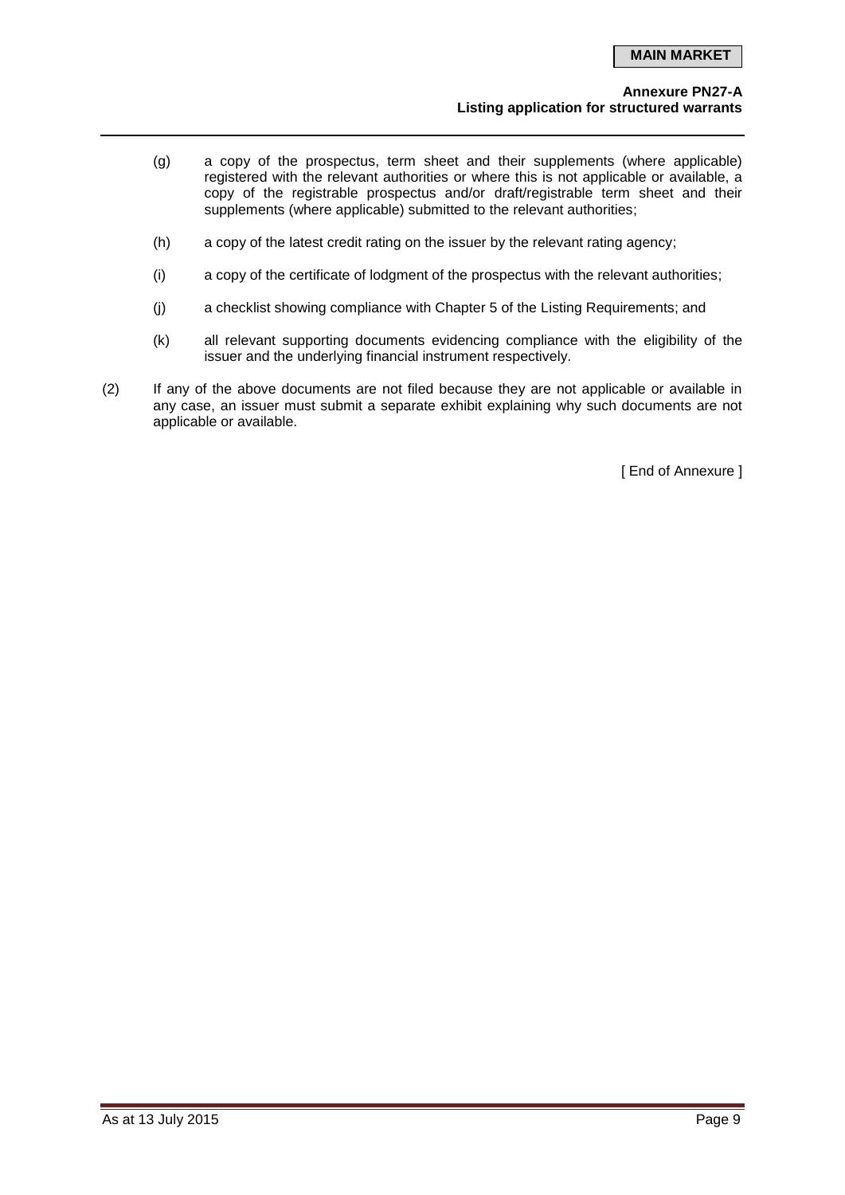(g) a copy of the prospectus, term sheet and their supplements (where applicable) registered with the relevant authorities or where this is not applicable or available, a copy of the registrable prospectus and/or draft/registrable term sheet and their supplements (where applicable) submitted to the relevant authorities;

(h) a copy of the latest credit rating on the issuer by the relevant rating agency;

(i) a copy of the certificate of lodgment of the prospectus with the relevant authorities;

(j) a checklist showing compliance with Chapter 5 of the Listing Requirements; and

(k) all relevant supporting documents evidencing compliance with the eligibility of the issuer and the underlying financial instrument respectively.

(2) If any of the above documents are not filed because they are not applicable or available in any case, an issuer must submit a separate exhibit explaining why such documents are not applicable or available.

[ End of Annexure ]